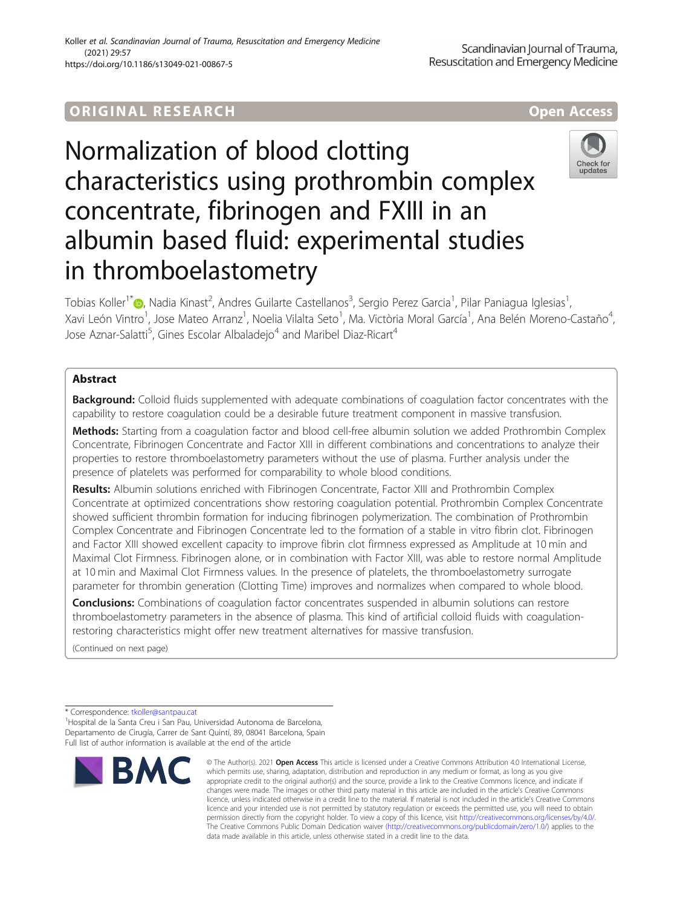ORIGINAL RESEARCH

Open Access

# Normalization of blood clotting characteristics using prothrombin complex concentrate, fibrinogen and FXIII in an albumin based fluid: experimental studies in thromboelastometry

Tobias Koller[1*], Nadia Kinast[2], Andres Guilarte Castellanos[3], Sergio Perez Garcia[1], Pilar Paniagua Iglesias[1], Xavi León Vintro[1], Jose Mateo Arranz[1], Noelia Vilalta Seto[1], Ma. Victòria Moral García[1], Ana Belén Moreno-Castaño[4], Jose Aznar-Salatti[5], Gines Escolar Albaladejo[4] and Maribel Diaz-Ricart[4]

## Abstract

**Background:** Colloid fluids supplemented with adequate combinations of coagulation factor concentrates with the capability to restore coagulation could be a desirable future treatment component in massive transfusion.

**Methods:** Starting from a coagulation factor and blood cell-free albumin solution we added Prothrombin Complex Concentrate, Fibrinogen Concentrate and Factor XIII in different combinations and concentrations to analyze their properties to restore thromboelastometry parameters without the use of plasma. Further analysis under the presence of platelets was performed for comparability to whole blood conditions.

**Results:** Albumin solutions enriched with Fibrinogen Concentrate, Factor XIII and Prothrombin Complex Concentrate at optimized concentrations show restoring coagulation potential. Prothrombin Complex Concentrate showed sufficient thrombin formation for inducing fibrinogen polymerization. The combination of Prothrombin Complex Concentrate and Fibrinogen Concentrate led to the formation of a stable in vitro fibrin clot. Fibrinogen and Factor XIII showed excellent capacity to improve fibrin clot firmness expressed as Amplitude at 10 min and Maximal Clot Firmness. Fibrinogen alone, or in combination with Factor XIII, was able to restore normal Amplitude at 10 min and Maximal Clot Firmness values. In the presence of platelets, the thromboelastometry surrogate parameter for thrombin generation (Clotting Time) improves and normalizes when compared to whole blood.

**Conclusions:** Combinations of coagulation factor concentrates suspended in albumin solutions can restore thromboelastometry parameters in the absence of plasma. This kind of artificial colloid fluids with coagulation-restoring characteristics might offer new treatment alternatives for massive transfusion.

(Continued on next page)

\* Correspondence: tkoller@santpau.cat
[1]Hospital de la Santa Creu i San Pau, Universidad Autonoma de Barcelona, Departamento de Cirugía, Carrer de Sant Quintí, 89, 08041 Barcelona, Spain
Full list of author information is available at the end of the article

© The Author(s). 2021 **Open Access** This article is licensed under a Creative Commons Attribution 4.0 International License, which permits use, sharing, adaptation, distribution and reproduction in any medium or format, as long as you give appropriate credit to the original author(s) and the source, provide a link to the Creative Commons licence, and indicate if changes were made. The images or other third party material in this article are included in the article's Creative Commons licence, unless indicated otherwise in a credit line to the material. If material is not included in the article's Creative Commons licence and your intended use is not permitted by statutory regulation or exceeds the permitted use, you will need to obtain permission directly from the copyright holder. To view a copy of this licence, visit http://creativecommons.org/licenses/by/4.0/. The Creative Commons Public Domain Dedication waiver (http://creativecommons.org/publicdomain/zero/1.0/) applies to the data made available in this article, unless otherwise stated in a credit line to the data.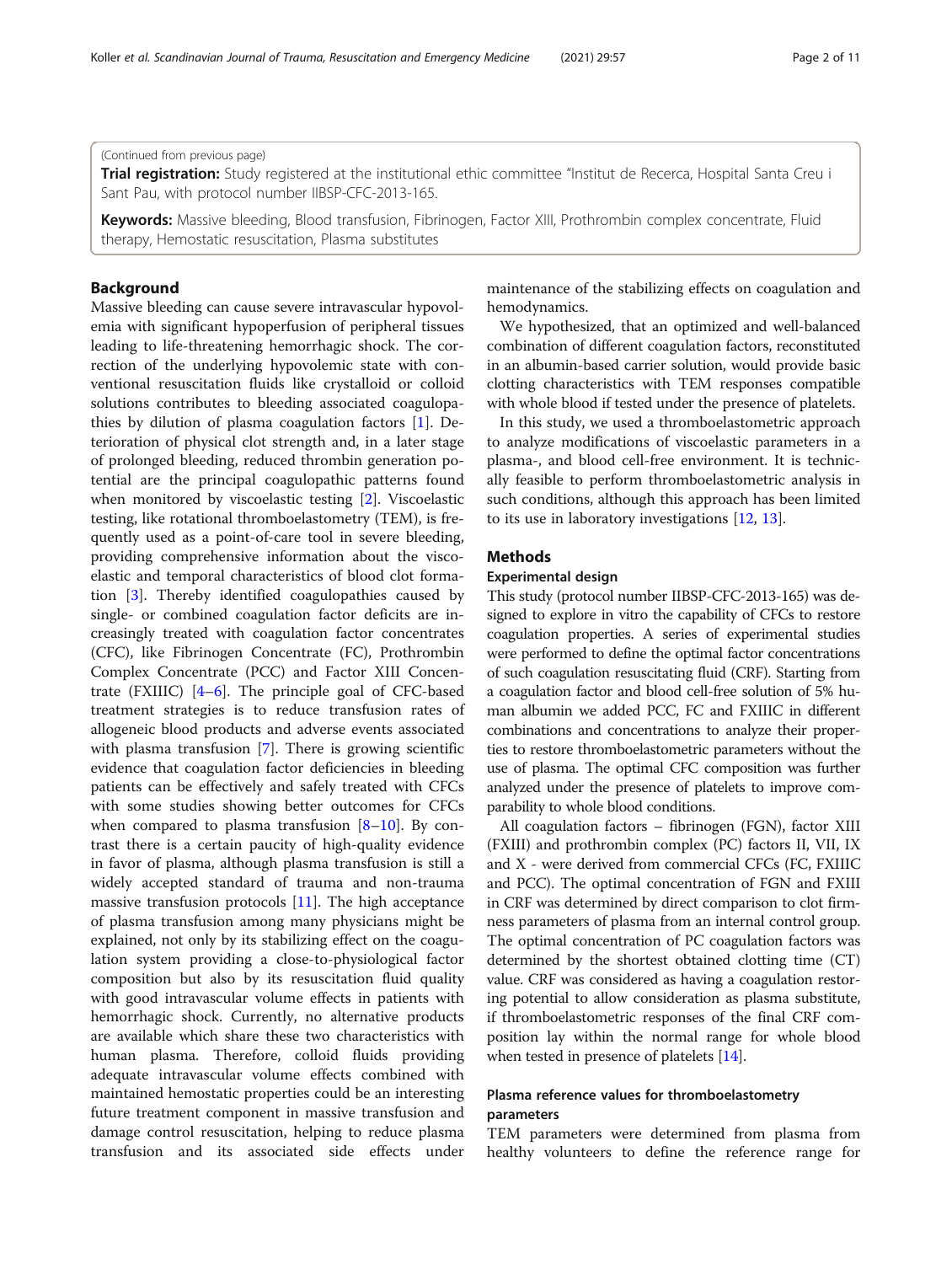(Continued from previous page)

**Trial registration:** Study registered at the institutional ethic committee "Institut de Recerca, Hospital Santa Creu i Sant Pau, with protocol number IIBSP-CFC-2013-165.

**Keywords:** Massive bleeding, Blood transfusion, Fibrinogen, Factor XIII, Prothrombin complex concentrate, Fluid therapy, Hemostatic resuscitation, Plasma substitutes

## Background

Massive bleeding can cause severe intravascular hypovolemia with significant hypoperfusion of peripheral tissues leading to life-threatening hemorrhagic shock. The correction of the underlying hypovolemic state with conventional resuscitation fluids like crystalloid or colloid solutions contributes to bleeding associated coagulopathies by dilution of plasma coagulation factors [1]. Deterioration of physical clot strength and, in a later stage of prolonged bleeding, reduced thrombin generation potential are the principal coagulopathic patterns found when monitored by viscoelastic testing [2]. Viscoelastic testing, like rotational thromboelastometry (TEM), is frequently used as a point-of-care tool in severe bleeding, providing comprehensive information about the viscoelastic and temporal characteristics of blood clot formation [3]. Thereby identified coagulopathies caused by single- or combined coagulation factor deficits are increasingly treated with coagulation factor concentrates (CFC), like Fibrinogen Concentrate (FC), Prothrombin Complex Concentrate (PCC) and Factor XIII Concentrate (FXIIIC) [4–6]. The principle goal of CFC-based treatment strategies is to reduce transfusion rates of allogeneic blood products and adverse events associated with plasma transfusion [7]. There is growing scientific evidence that coagulation factor deficiencies in bleeding patients can be effectively and safely treated with CFCs with some studies showing better outcomes for CFCs when compared to plasma transfusion [8–10]. By contrast there is a certain paucity of high-quality evidence in favor of plasma, although plasma transfusion is still a widely accepted standard of trauma and non-trauma massive transfusion protocols [11]. The high acceptance of plasma transfusion among many physicians might be explained, not only by its stabilizing effect on the coagulation system providing a close-to-physiological factor composition but also by its resuscitation fluid quality with good intravascular volume effects in patients with hemorrhagic shock. Currently, no alternative products are available which share these two characteristics with human plasma. Therefore, colloid fluids providing adequate intravascular volume effects combined with maintained hemostatic properties could be an interesting future treatment component in massive transfusion and damage control resuscitation, helping to reduce plasma transfusion and its associated side effects under maintenance of the stabilizing effects on coagulation and hemodynamics.

We hypothesized, that an optimized and well-balanced combination of different coagulation factors, reconstituted in an albumin-based carrier solution, would provide basic clotting characteristics with TEM responses compatible with whole blood if tested under the presence of platelets.

In this study, we used a thromboelastometric approach to analyze modifications of viscoelastic parameters in a plasma-, and blood cell-free environment. It is technically feasible to perform thromboelastometric analysis in such conditions, although this approach has been limited to its use in laboratory investigations [12, 13].

## Methods

### Experimental design

This study (protocol number IIBSP-CFC-2013-165) was designed to explore in vitro the capability of CFCs to restore coagulation properties. A series of experimental studies were performed to define the optimal factor concentrations of such coagulation resuscitating fluid (CRF). Starting from a coagulation factor and blood cell-free solution of 5% human albumin we added PCC, FC and FXIIIC in different combinations and concentrations to analyze their properties to restore thromboelastometric parameters without the use of plasma. The optimal CFC composition was further analyzed under the presence of platelets to improve comparability to whole blood conditions.

All coagulation factors – fibrinogen (FGN), factor XIII (FXIII) and prothrombin complex (PC) factors II, VII, IX and X - were derived from commercial CFCs (FC, FXIIIC and PCC). The optimal concentration of FGN and FXIII in CRF was determined by direct comparison to clot firmness parameters of plasma from an internal control group. The optimal concentration of PC coagulation factors was determined by the shortest obtained clotting time (CT) value. CRF was considered as having a coagulation restoring potential to allow consideration as plasma substitute, if thromboelastometric responses of the final CRF composition lay within the normal range for whole blood when tested in presence of platelets [14].

### Plasma reference values for thromboelastometry parameters

TEM parameters were determined from plasma from healthy volunteers to define the reference range for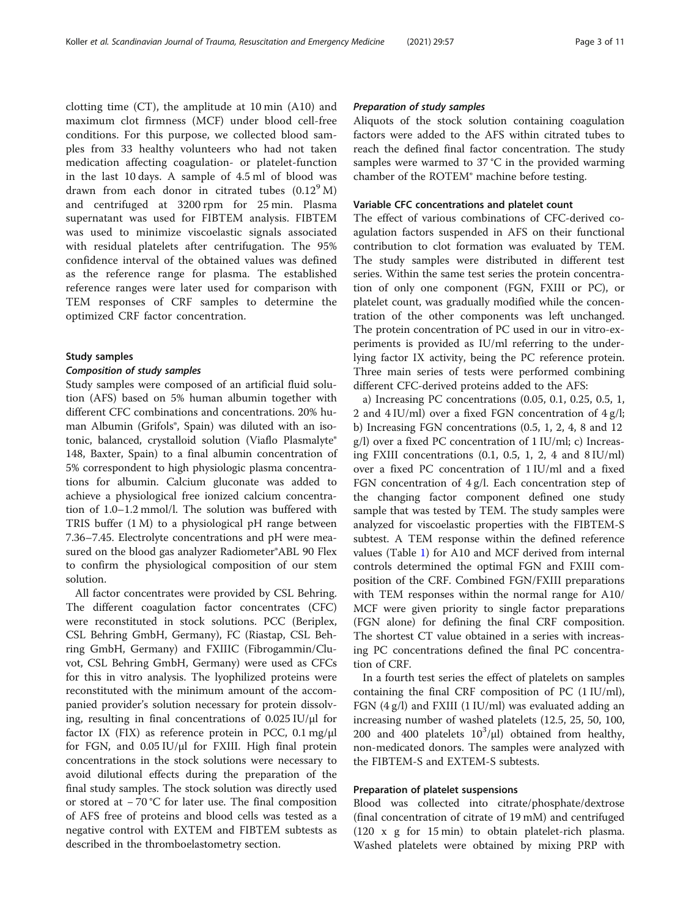clotting time (CT), the amplitude at 10 min (A10) and maximum clot firmness (MCF) under blood cell-free conditions. For this purpose, we collected blood samples from 33 healthy volunteers who had not taken medication affecting coagulation- or platelet-function in the last 10 days. A sample of 4.5 ml of blood was drawn from each donor in citrated tubes ($0.12^9$ M) and centrifuged at 3200 rpm for 25 min. Plasma supernatant was used for FIBTEM analysis. FIBTEM was used to minimize viscoelastic signals associated with residual platelets after centrifugation. The 95% confidence interval of the obtained values was defined as the reference range for plasma. The established reference ranges were later used for comparison with TEM responses of CRF samples to determine the optimized CRF factor concentration.

## Study samples

### *Composition of study samples*

Study samples were composed of an artificial fluid solution (AFS) based on 5% human albumin together with different CFC combinations and concentrations. 20% human Albumin (Grifols®, Spain) was diluted with an isotonic, balanced, crystalloid solution (Viaflo Plasmalyte® 148, Baxter, Spain) to a final albumin concentration of 5% correspondent to high physiologic plasma concentrations for albumin. Calcium gluconate was added to achieve a physiological free ionized calcium concentration of 1.0–1.2 mmol/l. The solution was buffered with TRIS buffer (1 M) to a physiological pH range between 7.36–7.45. Electrolyte concentrations and pH were measured on the blood gas analyzer Radiometer®ABL 90 Flex to confirm the physiological composition of our stem solution.

All factor concentrates were provided by CSL Behring. The different coagulation factor concentrates (CFC) were reconstituted in stock solutions. PCC (Beriplex, CSL Behring GmbH, Germany), FC (Riastap, CSL Behring GmbH, Germany) and FXIIIC (Fibrogammin/Cluvot, CSL Behring GmbH, Germany) were used as CFCs for this in vitro analysis. The lyophilized proteins were reconstituted with the minimum amount of the accompanied provider's solution necessary for protein dissolving, resulting in final concentrations of 0.025 IU/μl for factor IX (FIX) as reference protein in PCC, 0.1 mg/μl for FGN, and 0.05 IU/μl for FXIII. High final protein concentrations in the stock solutions were necessary to avoid dilutional effects during the preparation of the final study samples. The stock solution was directly used or stored at − 70 °C for later use. The final composition of AFS free of proteins and blood cells was tested as a negative control with EXTEM and FIBTEM subtests as described in the thromboelastometry section.

### *Preparation of study samples*

Aliquots of the stock solution containing coagulation factors were added to the AFS within citrated tubes to reach the defined final factor concentration. The study samples were warmed to 37 °C in the provided warming chamber of the ROTEM® machine before testing.

### Variable CFC concentrations and platelet count

The effect of various combinations of CFC-derived coagulation factors suspended in AFS on their functional contribution to clot formation was evaluated by TEM. The study samples were distributed in different test series. Within the same test series the protein concentration of only one component (FGN, FXIII or PC), or platelet count, was gradually modified while the concentration of the other components was left unchanged. The protein concentration of PC used in our in vitro-experiments is provided as IU/ml referring to the underlying factor IX activity, being the PC reference protein. Three main series of tests were performed combining different CFC-derived proteins added to the AFS:

a) Increasing PC concentrations (0.05, 0.1, 0.25, 0.5, 1, 2 and 4 IU/ml) over a fixed FGN concentration of 4 g/l; b) Increasing FGN concentrations (0.5, 1, 2, 4, 8 and 12 g/l) over a fixed PC concentration of 1 IU/ml; c) Increasing FXIII concentrations (0.1, 0.5, 1, 2, 4 and 8 IU/ml) over a fixed PC concentration of 1 IU/ml and a fixed FGN concentration of 4 g/l. Each concentration step of the changing factor component defined one study sample that was tested by TEM. The study samples were analyzed for viscoelastic properties with the FIBTEM-S subtest. A TEM response within the defined reference values (Table 1) for A10 and MCF derived from internal controls determined the optimal FGN and FXIII composition of the CRF. Combined FGN/FXIII preparations with TEM responses within the normal range for A10/MCF were given priority to single factor preparations (FGN alone) for defining the final CRF composition. The shortest CT value obtained in a series with increasing PC concentrations defined the final PC concentration of CRF.

In a fourth test series the effect of platelets on samples containing the final CRF composition of PC (1 IU/ml), FGN (4 g/l) and FXIII (1 IU/ml) was evaluated adding an increasing number of washed platelets (12.5, 25, 50, 100, 200 and 400 platelets $10^3$/μl) obtained from healthy, non-medicated donors. The samples were analyzed with the FIBTEM-S and EXTEM-S subtests.

### Preparation of platelet suspensions

Blood was collected into citrate/phosphate/dextrose (final concentration of citrate of 19 mM) and centrifuged (120 x g for 15 min) to obtain platelet-rich plasma. Washed platelets were obtained by mixing PRP with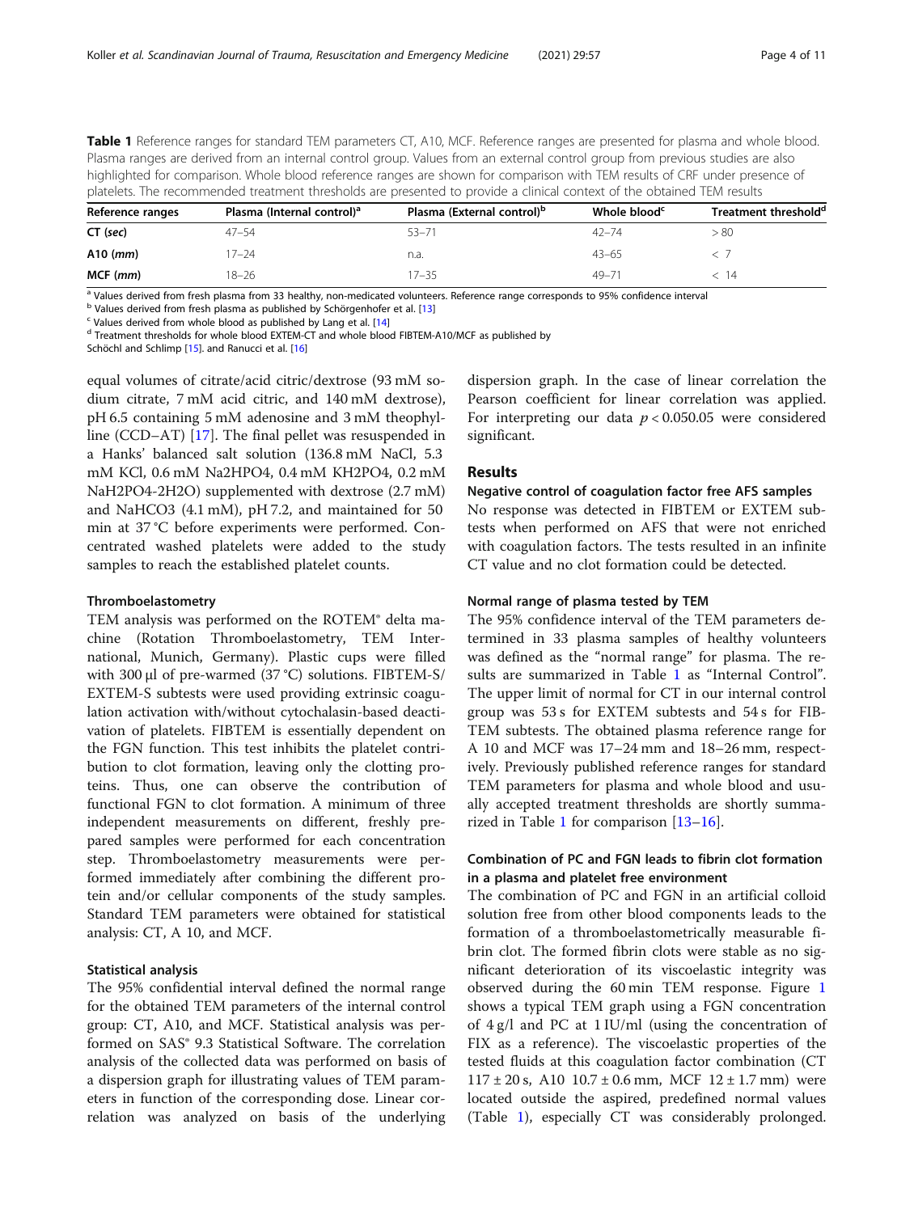**Table 1** Reference ranges for standard TEM parameters CT, A10, MCF. Reference ranges are presented for plasma and whole blood. Plasma ranges are derived from an internal control group. Values from an external control group from previous studies are also highlighted for comparison. Whole blood reference ranges are shown for comparison with TEM results of CRF under presence of platelets. The recommended treatment thresholds are presented to provide a clinical context of the obtained TEM results

| Reference ranges | Plasma (Internal control)[a] | Plasma (External control)[b] | Whole blood[c] | Treatment threshold[d] |
|---|---|---|---|---|
| CT (*sec*) | 47–54 | 53–71 | 42–74 | > 80 |
| A10 (*mm*) | 17–24 | n.a. | 43–65 | < 7 |
| MCF (*mm*) | 18–26 | 17–35 | 49–71 | < 14 |

[a] Values derived from fresh plasma from 33 healthy, non-medicated volunteers. Reference range corresponds to 95% confidence interval
[b] Values derived from fresh plasma as published by Schörgenhofer et al. [13]
[c] Values derived from whole blood as published by Lang et al. [14]
[d] Treatment thresholds for whole blood EXTEM-CT and whole blood FIBTEM-A10/MCF as published by Schöchl and Schlimp [15]. and Ranucci et al. [16]

equal volumes of citrate/acid citric/dextrose (93 mM sodium citrate, 7 mM acid citric, and 140 mM dextrose), pH 6.5 containing 5 mM adenosine and 3 mM theophylline (CCD–AT) [17]. The final pellet was resuspended in a Hanks' balanced salt solution (136.8 mM NaCl, 5.3 mM KCl, 0.6 mM $Na_2HPO_4$, 0.4 mM $KH_2PO_4$, 0.2 mM $NaH_2PO_4$-$2H_2O$) supplemented with dextrose (2.7 mM) and $NaHCO_3$ (4.1 mM), pH 7.2, and maintained for 50 min at 37 °C before experiments were performed. Concentrated washed platelets were added to the study samples to reach the established platelet counts.

#### Thromboelastometry

TEM analysis was performed on the ROTEM® delta machine (Rotation Thromboelastometry, TEM International, Munich, Germany). Plastic cups were filled with 300 μl of pre-warmed (37 °C) solutions. FIBTEM-S/EXTEM-S subtests were used providing extrinsic coagulation activation with/without cytochalasin-based deactivation of platelets. FIBTEM is essentially dependent on the FGN function. This test inhibits the platelet contribution to clot formation, leaving only the clotting proteins. Thus, one can observe the contribution of functional FGN to clot formation. A minimum of three independent measurements on different, freshly prepared samples were performed for each concentration step. Thromboelastometry measurements were performed immediately after combining the different protein and/or cellular components of the study samples. Standard TEM parameters were obtained for statistical analysis: CT, A 10, and MCF.

#### Statistical analysis

The 95% confidential interval defined the normal range for the obtained TEM parameters of the internal control group: CT, A10, and MCF. Statistical analysis was performed on SAS® 9.3 Statistical Software. The correlation analysis of the collected data was performed on basis of a dispersion graph for illustrating values of TEM parameters in function of the corresponding dose. Linear correlation was analyzed on basis of the underlying dispersion graph. In the case of linear correlation the Pearson coefficient for linear correlation was applied. For interpreting our data $p < 0.050.05$ were considered significant.

## Results

#### Negative control of coagulation factor free AFS samples

No response was detected in FIBTEM or EXTEM subtests when performed on AFS that were not enriched with coagulation factors. The tests resulted in an infinite CT value and no clot formation could be detected.

#### Normal range of plasma tested by TEM

The 95% confidence interval of the TEM parameters determined in 33 plasma samples of healthy volunteers was defined as the "normal range" for plasma. The results are summarized in Table 1 as "Internal Control". The upper limit of normal for CT in our internal control group was 53 s for EXTEM subtests and 54 s for FIBTEM subtests. The obtained plasma reference range for A 10 and MCF was 17–24 mm and 18–26 mm, respectively. Previously published reference ranges for standard TEM parameters for plasma and whole blood and usually accepted treatment thresholds are shortly summarized in Table 1 for comparison [13–16].

#### Combination of PC and FGN leads to fibrin clot formation in a plasma and platelet free environment

The combination of PC and FGN in an artificial colloid solution free from other blood components leads to the formation of a thromboelastometrically measurable fibrin clot. The formed fibrin clots were stable as no significant deterioration of its viscoelastic integrity was observed during the 60 min TEM response. Figure 1 shows a typical TEM graph using a FGN concentration of 4 g/l and PC at 1 IU/ml (using the concentration of FIX as a reference). The viscoelastic properties of the tested fluids at this coagulation factor combination (CT 117 ± 20 s, A10 10.7 ± 0.6 mm, MCF 12 ± 1.7 mm) were located outside the aspired, predefined normal values (Table 1), especially CT was considerably prolonged.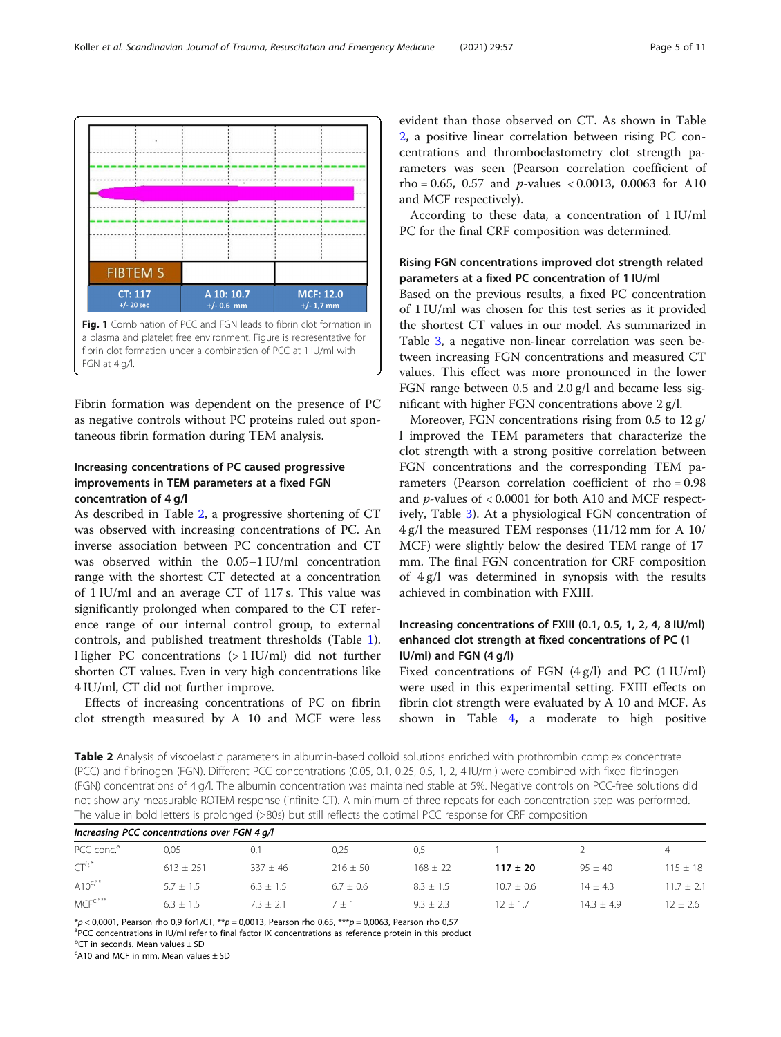Fig. 1 Combination of PCC and FGN leads to fibrin clot formation in a plasma and platelet free environment. Figure is representative for fibrin clot formation under a combination of PCC at 1 IU/ml with FGN at 4 g/l.

Fibrin formation was dependent on the presence of PC as negative controls without PC proteins ruled out spontaneous fibrin formation during TEM analysis.

### Increasing concentrations of PC caused progressive improvements in TEM parameters at a fixed FGN concentration of 4 g/l

As described in Table 2, a progressive shortening of CT was observed with increasing concentrations of PC. An inverse association between PC concentration and CT was observed within the 0.05–1 IU/ml concentration range with the shortest CT detected at a concentration of 1 IU/ml and an average CT of 117 s. This value was significantly prolonged when compared to the CT reference range of our internal control group, to external controls, and published treatment thresholds (Table 1). Higher PC concentrations (> 1 IU/ml) did not further shorten CT values. Even in very high concentrations like 4 IU/ml, CT did not further improve.

Effects of increasing concentrations of PC on fibrin clot strength measured by A 10 and MCF were less evident than those observed on CT. As shown in Table 2, a positive linear correlation between rising PC concentrations and thromboelastometry clot strength parameters was seen (Pearson correlation coefficient of rho = 0.65, 0.57 and *p*-values < 0.0013, 0.0063 for A10 and MCF respectively).

According to these data, a concentration of 1 IU/ml PC for the final CRF composition was determined.

### Rising FGN concentrations improved clot strength related parameters at a fixed PC concentration of 1 IU/ml

Based on the previous results, a fixed PC concentration of 1 IU/ml was chosen for this test series as it provided the shortest CT values in our model. As summarized in Table 3, a negative non-linear correlation was seen between increasing FGN concentrations and measured CT values. This effect was more pronounced in the lower FGN range between 0.5 and 2.0 g/l and became less significant with higher FGN concentrations above 2 g/l.

Moreover, FGN concentrations rising from 0.5 to 12 g/l improved the TEM parameters that characterize the clot strength with a strong positive correlation between FGN concentrations and the corresponding TEM parameters (Pearson correlation coefficient of rho = 0.98 and *p*-values of < 0.0001 for both A10 and MCF respectively, Table 3). At a physiological FGN concentration of 4 g/l the measured TEM responses (11/12 mm for A 10/MCF) were slightly below the desired TEM range of 17 mm. The final FGN concentration for CRF composition of 4 g/l was determined in synopsis with the results achieved in combination with FXIII.

### Increasing concentrations of FXIII (0.1, 0.5, 1, 2, 4, 8 IU/ml) enhanced clot strength at fixed concentrations of PC (1 IU/ml) and FGN (4 g/l)

Fixed concentrations of FGN (4 g/l) and PC (1 IU/ml) were used in this experimental setting. FXIII effects on fibrin clot strength were evaluated by A 10 and MCF. As shown in Table 4, a moderate to high positive

**Table 2** Analysis of viscoelastic parameters in albumin-based colloid solutions enriched with prothrombin complex concentrate (PCC) and fibrinogen (FGN). Different PCC concentrations (0.05, 0.1, 0.25, 0.5, 1, 2, 4 IU/ml) were combined with fixed fibrinogen (FGN) concentrations of 4 g/l. The albumin concentration was maintained stable at 5%. Negative controls on PCC-free solutions did not show any measurable ROTEM response (infinite CT). A minimum of three repeats for each concentration step was performed. The value in bold letters is prolonged (>80s) but still reflects the optimal PCC response for CRF composition

| *Increasing PCC concentrations over FGN 4 g/l* | | | | | | | |
|---|---|---|---|---|---|---|---|
| PCC conc.[a] | 0,05 | 0,1 | 0,25 | 0,5 | 1 | 2 | 4 |
| CT[b,*] | 613 ± 251 | 337 ± 46 | 216 ± 50 | 168 ± 22 | **117 ± 20** | 95 ± 40 | 115 ± 18 |
| A10[c,**] | 5.7 ± 1.5 | 6.3 ± 1.5 | 6.7 ± 0.6 | 8.3 ± 1.5 | 10.7 ± 0.6 | 14 ± 4.3 | 11.7 ± 2.1 |
| MCF[c,***] | 6.3 ± 1.5 | 7.3 ± 2.1 | 7 ± 1 | 9.3 ± 2.3 | 12 ± 1.7 | 14.3 ± 4.9 | 12 ± 2.6 |

*p < 0,0001, Pearson rho 0,9 for1/CT, **p = 0,0013, Pearson rho 0,65, ***p = 0,0063, Pearson rho 0,57

[a]PCC concentrations in IU/ml refer to final factor IX concentrations as reference protein in this product

[b]CT in seconds. Mean values ± SD

[c]A10 and MCF in mm. Mean values ± SD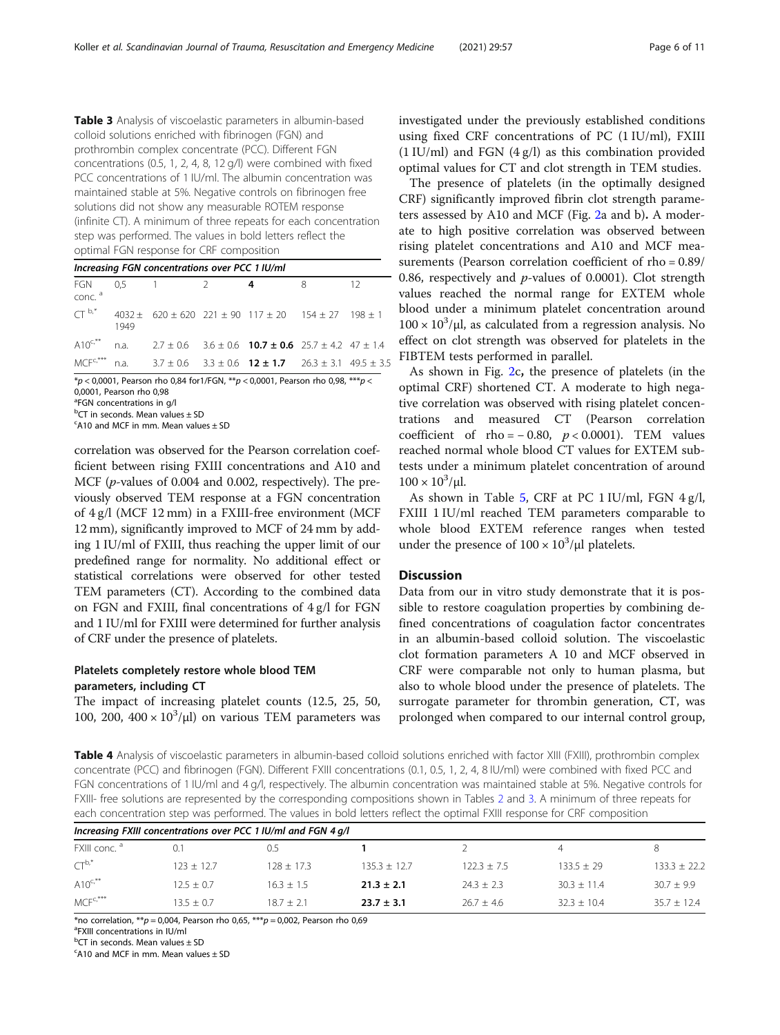**Table 3** Analysis of viscoelastic parameters in albumin-based colloid solutions enriched with fibrinogen (FGN) and prothrombin complex concentrate (PCC). Different FGN concentrations (0.5, 1, 2, 4, 8, 12 g/l) were combined with fixed PCC concentrations of 1 IU/ml. The albumin concentration was maintained stable at 5%. Negative controls on fibrinogen free solutions did not show any measurable ROTEM response (infinite CT). A minimum of three repeats for each concentration step was performed. The values in bold letters reflect the optimal FGN response for CRF composition

| *Increasing FGN concentrations over PCC 1 IU/ml* | | | | | | |
|---|---|---|---|---|---|---|
| FGN conc. [a] | 0,5 | 1 | 2 | **4** | 8 | 12 |
| CT [b,*] | 4032 ± 1949 | 620 ± 620 | 221 ± 90 | 117 ± 20 | 154 ± 27 | 198 ± 1 |
| A10 [c,**] | n.a. | 2.7 ± 0.6 | 3.6 ± 0.6 | **10.7 ± 0.6** | 25.7 ± 4.2 | 47 ± 1.4 |
| MCF [c,***] | n.a. | 3.7 ± 0.6 | 3.3 ± 0.6 | **12 ± 1.7** | 26.3 ± 3.1 | 49.5 ± 3.5 |

*p < 0,0001, Pearson rho 0,84 for1/FGN, **p < 0,0001, Pearson rho 0,98, ***p < 0,0001, Pearson rho 0,98
[a]FGN concentrations in g/l
[b]CT in seconds. Mean values ± SD
[c]A10 and MCF in mm. Mean values ± SD

correlation was observed for the Pearson correlation coefficient between rising FXIII concentrations and A10 and MCF (*p*-values of 0.004 and 0.002, respectively). The previously observed TEM response at a FGN concentration of 4 g/l (MCF 12 mm) in a FXIII-free environment (MCF 12 mm), significantly improved to MCF of 24 mm by adding 1 IU/ml of FXIII, thus reaching the upper limit of our predefined range for normality. No additional effect or statistical correlations were observed for other tested TEM parameters (CT). According to the combined data on FGN and FXIII, final concentrations of 4 g/l for FGN and 1 IU/ml for FXIII were determined for further analysis of CRF under the presence of platelets.

### Platelets completely restore whole blood TEM parameters, including CT

The impact of increasing platelet counts (12.5, 25, 50, 100, 200, $400 \times 10^3$/μl) on various TEM parameters was investigated under the previously established conditions using fixed CRF concentrations of PC (1 IU/ml), FXIII (1 IU/ml) and FGN (4 g/l) as this combination provided optimal values for CT and clot strength in TEM studies.

The presence of platelets (in the optimally designed CRF) significantly improved fibrin clot strength parameters assessed by A10 and MCF (Fig. 2a and b). A moderate to high positive correlation was observed between rising platelet concentrations and A10 and MCF measurements (Pearson correlation coefficient of rho = 0.89/0.86, respectively and *p*-values of 0.0001). Clot strength values reached the normal range for EXTEM whole blood under a minimum platelet concentration around $100 \times 10^3$/μl, as calculated from a regression analysis. No effect on clot strength was observed for platelets in the FIBTEM tests performed in parallel.

As shown in Fig. 2c, the presence of platelets (in the optimal CRF) shortened CT. A moderate to high negative correlation was observed with rising platelet concentrations and measured CT (Pearson correlation coefficient of rho = − 0.80, $p < 0.0001$). TEM values reached normal whole blood CT values for EXTEM subtests under a minimum platelet concentration of around $100 \times 10^3$/μl.

As shown in Table 5, CRF at PC 1 IU/ml, FGN 4 g/l, FXIII 1 IU/ml reached TEM parameters comparable to whole blood EXTEM reference ranges when tested under the presence of $100 \times 10^3$/μl platelets.

## Discussion

Data from our in vitro study demonstrate that it is possible to restore coagulation properties by combining defined concentrations of coagulation factor concentrates in an albumin-based colloid solution. The viscoelastic clot formation parameters A 10 and MCF observed in CRF were comparable not only to human plasma, but also to whole blood under the presence of platelets. The surrogate parameter for thrombin generation, CT, was prolonged when compared to our internal control group,

**Table 4** Analysis of viscoelastic parameters in albumin-based colloid solutions enriched with factor XIII (FXIII), prothrombin complex concentrate (PCC) and fibrinogen (FGN). Different FXIII concentrations (0.1, 0.5, 1, 2, 4, 8 IU/ml) were combined with fixed PCC and FGN concentrations of 1 IU/ml and 4 g/l, respectively. The albumin concentration was maintained stable at 5%. Negative controls for FXIII- free solutions are represented by the corresponding compositions shown in Tables 2 and 3. A minimum of three repeats for each concentration step was performed. The values in bold letters reflect the optimal FXIII response for CRF composition

| *Increasing FXIII concentrations over PCC 1 IU/ml and FGN 4 g/l* | | | | | | |
|---|---|---|---|---|---|---|
| FXIII conc. [a] | 0.1 | 0.5 | **1** | 2 | 4 | 8 |
| CT [b,*] | 123 ± 12.7 | 128 ± 17.3 | 135.3 ± 12.7 | 122.3 ± 7.5 | 133.5 ± 29 | 133.3 ± 22.2 |
| A10 [c,**] | 12.5 ± 0.7 | 16.3 ± 1.5 | **21.3 ± 2.1** | 24.3 ± 2.3 | 30.3 ± 11.4 | 30.7 ± 9.9 |
| MCF [c,***] | 13.5 ± 0.7 | 18.7 ± 2.1 | **23.7 ± 3.1** | 26.7 ± 4.6 | 32.3 ± 10.4 | 35.7 ± 12.4 |

*no correlation, **p = 0,004, Pearson rho 0,65, ***p = 0,002, Pearson rho 0,69
[a]FXIII concentrations in IU/ml
[b]CT in seconds. Mean values ± SD
[c]A10 and MCF in mm. Mean values ± SD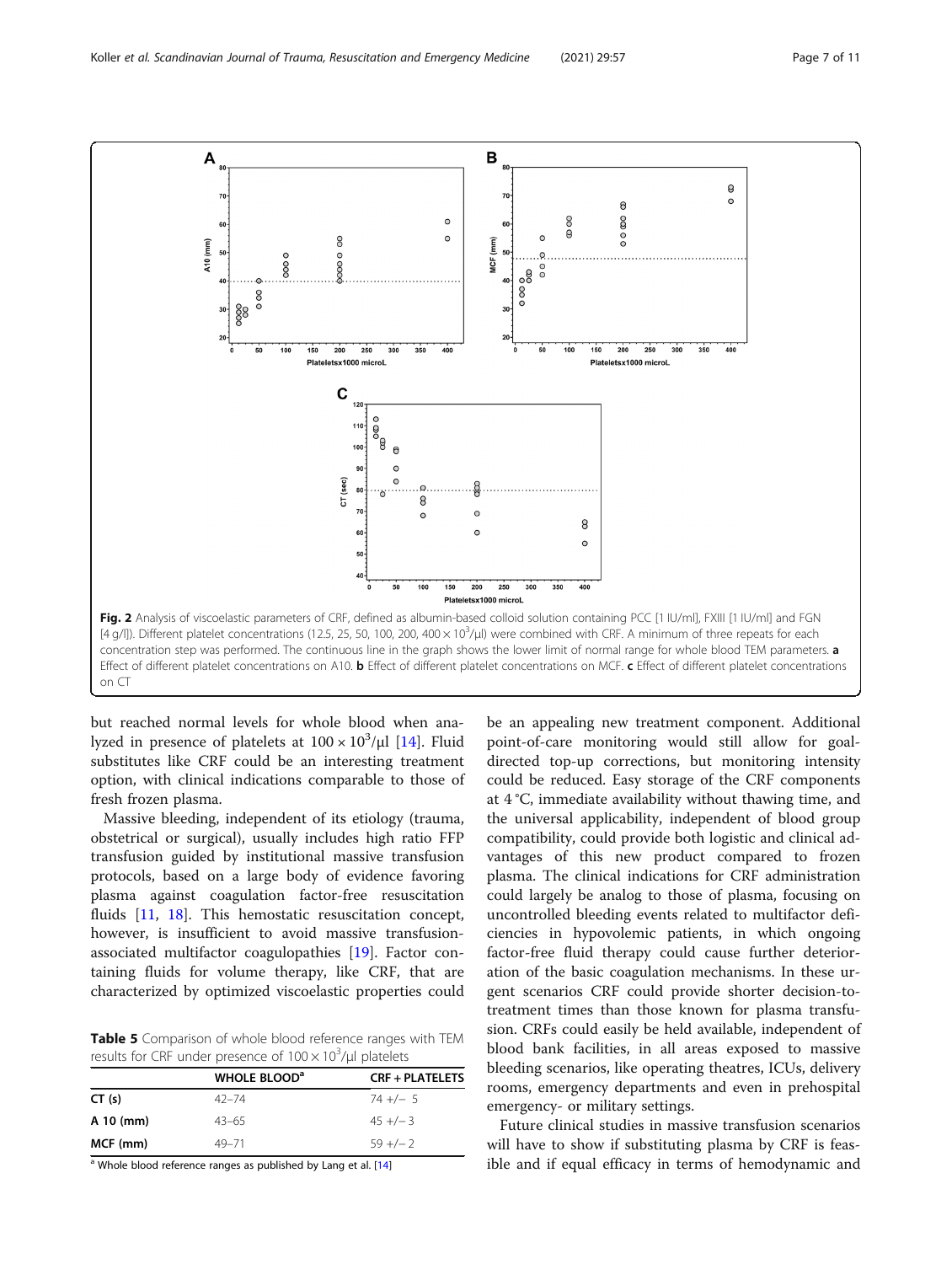Fig. 2 Analysis of viscoelastic parameters of CRF, defined as albumin-based colloid solution containing PCC [1 IU/ml], FXIII [1 IU/ml] and FGN [4 g/l]). Different platelet concentrations (12.5, 25, 50, 100, 200, $400 \times 10^3/\mu l$) were combined with CRF. A minimum of three repeats for each concentration step was performed. The continuous line in the graph shows the lower limit of normal range for whole blood TEM parameters. **a** Effect of different platelet concentrations on A10. **b** Effect of different platelet concentrations on MCF. **c** Effect of different platelet concentrations on CT

but reached normal levels for whole blood when analyzed in presence of platelets at $100 \times 10^3/\mu l$ [14]. Fluid substitutes like CRF could be an interesting treatment option, with clinical indications comparable to those of fresh frozen plasma.

Massive bleeding, independent of its etiology (trauma, obstetrical or surgical), usually includes high ratio FFP transfusion guided by institutional massive transfusion protocols, based on a large body of evidence favoring plasma against coagulation factor-free resuscitation fluids [11, 18]. This hemostatic resuscitation concept, however, is insufficient to avoid massive transfusion-associated multifactor coagulopathies [19]. Factor containing fluids for volume therapy, like CRF, that are characterized by optimized viscoelastic properties could be an appealing new treatment component. Additional point-of-care monitoring would still allow for goal-directed top-up corrections, but monitoring intensity could be reduced. Easy storage of the CRF components at 4 °C, immediate availability without thawing time, and the universal applicability, independent of blood group compatibility, could provide both logistic and clinical advantages of this new product compared to frozen plasma. The clinical indications for CRF administration could largely be analog to those of plasma, focusing on uncontrolled bleeding events related to multifactor deficiencies in hypovolemic patients, in which ongoing factor-free fluid therapy could cause further deterioration of the basic coagulation mechanisms. In these urgent scenarios CRF could provide shorter decision-to-treatment times than those known for plasma transfusion. CRFs could easily be held available, independent of blood bank facilities, in all areas exposed to massive bleeding scenarios, like operating theatres, ICUs, delivery rooms, emergency departments and even in prehospital emergency- or military settings.

**Table 5** Comparison of whole blood reference ranges with TEM results for CRF under presence of $100 \times 10^3/\mu l$ platelets

| | WHOLE BLOOD[a] | CRF + PLATELETS |
|---|---|---|
| **CT (s)** | 42–74 | 74 +/− 5 |
| **A 10 (mm)** | 43–65 | 45 +/− 3 |
| **MCF (mm)** | 49–71 | 59 +/− 2 |

[a] Whole blood reference ranges as published by Lang et al. [14]

Future clinical studies in massive transfusion scenarios will have to show if substituting plasma by CRF is feasible and if equal efficacy in terms of hemodynamic and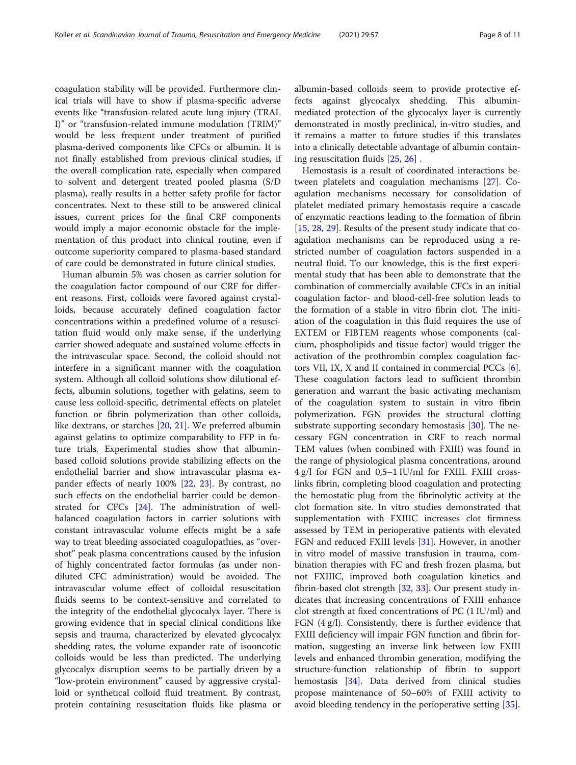coagulation stability will be provided. Furthermore clinical trials will have to show if plasma-specific adverse events like "transfusion-related acute lung injury (TRALI)" or "transfusion-related immune modulation (TRIM)" would be less frequent under treatment of purified plasma-derived components like CFCs or albumin. It is not finally established from previous clinical studies, if the overall complication rate, especially when compared to solvent and detergent treated pooled plasma (S/D plasma), really results in a better safety profile for factor concentrates. Next to these still to be answered clinical issues, current prices for the final CRF components would imply a major economic obstacle for the implementation of this product into clinical routine, even if outcome superiority compared to plasma-based standard of care could be demonstrated in future clinical studies.

Human albumin 5% was chosen as carrier solution for the coagulation factor compound of our CRF for different reasons. First, colloids were favored against crystalloids, because accurately defined coagulation factor concentrations within a predefined volume of a resuscitation fluid would only make sense, if the underlying carrier showed adequate and sustained volume effects in the intravascular space. Second, the colloid should not interfere in a significant manner with the coagulation system. Although all colloid solutions show dilutional effects, albumin solutions, together with gelatins, seem to cause less colloid-specific, detrimental effects on platelet function or fibrin polymerization than other colloids, like dextrans, or starches [20, 21]. We preferred albumin against gelatins to optimize comparability to FFP in future trials. Experimental studies show that albumin-based colloid solutions provide stabilizing effects on the endothelial barrier and show intravascular plasma expander effects of nearly 100% [22, 23]. By contrast, no such effects on the endothelial barrier could be demonstrated for CFCs [24]. The administration of well-balanced coagulation factors in carrier solutions with constant intravascular volume effects might be a safe way to treat bleeding associated coagulopathies, as "overshot" peak plasma concentrations caused by the infusion of highly concentrated factor formulas (as under non-diluted CFC administration) would be avoided. The intravascular volume effect of colloidal resuscitation fluids seems to be context-sensitive and correlated to the integrity of the endothelial glycocalyx layer. There is growing evidence that in special clinical conditions like sepsis and trauma, characterized by elevated glycocalyx shedding rates, the volume expander rate of isooncotic colloids would be less than predicted. The underlying glycocalyx disruption seems to be partially driven by a "low-protein environment" caused by aggressive crystalloid or synthetical colloid fluid treatment. By contrast, protein containing resuscitation fluids like plasma or albumin-based colloids seem to provide protective effects against glycocalyx shedding. This albumin-mediated protection of the glycocalyx layer is currently demonstrated in mostly preclinical, in-vitro studies, and it remains a matter to future studies if this translates into a clinically detectable advantage of albumin containing resuscitation fluids [25, 26] .

Hemostasis is a result of coordinated interactions between platelets and coagulation mechanisms [27]. Coagulation mechanisms necessary for consolidation of platelet mediated primary hemostasis require a cascade of enzymatic reactions leading to the formation of fibrin [15, 28, 29]. Results of the present study indicate that coagulation mechanisms can be reproduced using a restricted number of coagulation factors suspended in a neutral fluid. To our knowledge, this is the first experimental study that has been able to demonstrate that the combination of commercially available CFCs in an initial coagulation factor- and blood-cell-free solution leads to the formation of a stable in vitro fibrin clot. The initiation of the coagulation in this fluid requires the use of EXTEM or FIBTEM reagents whose components (calcium, phospholipids and tissue factor) would trigger the activation of the prothrombin complex coagulation factors VII, IX, X and II contained in commercial PCCs [6]. These coagulation factors lead to sufficient thrombin generation and warrant the basic activating mechanism of the coagulation system to sustain in vitro fibrin polymerization. FGN provides the structural clotting substrate supporting secondary hemostasis [30]. The necessary FGN concentration in CRF to reach normal TEM values (when combined with FXIII) was found in the range of physiological plasma concentrations, around 4 g/l for FGN and 0,5–1 IU/ml for FXIII. FXIII cross-links fibrin, completing blood coagulation and protecting the hemostatic plug from the fibrinolytic activity at the clot formation site. In vitro studies demonstrated that supplementation with FXIIIC increases clot firmness assessed by TEM in perioperative patients with elevated FGN and reduced FXIII levels [31]. However, in another in vitro model of massive transfusion in trauma, combination therapies with FC and fresh frozen plasma, but not FXIIIC, improved both coagulation kinetics and fibrin-based clot strength [32, 33]. Our present study indicates that increasing concentrations of FXIII enhance clot strength at fixed concentrations of PC (1 IU/ml) and FGN (4 g/l). Consistently, there is further evidence that FXIII deficiency will impair FGN function and fibrin formation, suggesting an inverse link between low FXIII levels and enhanced thrombin generation, modifying the structure-function relationship of fibrin to support hemostasis [34]. Data derived from clinical studies propose maintenance of 50–60% of FXIII activity to avoid bleeding tendency in the perioperative setting [35].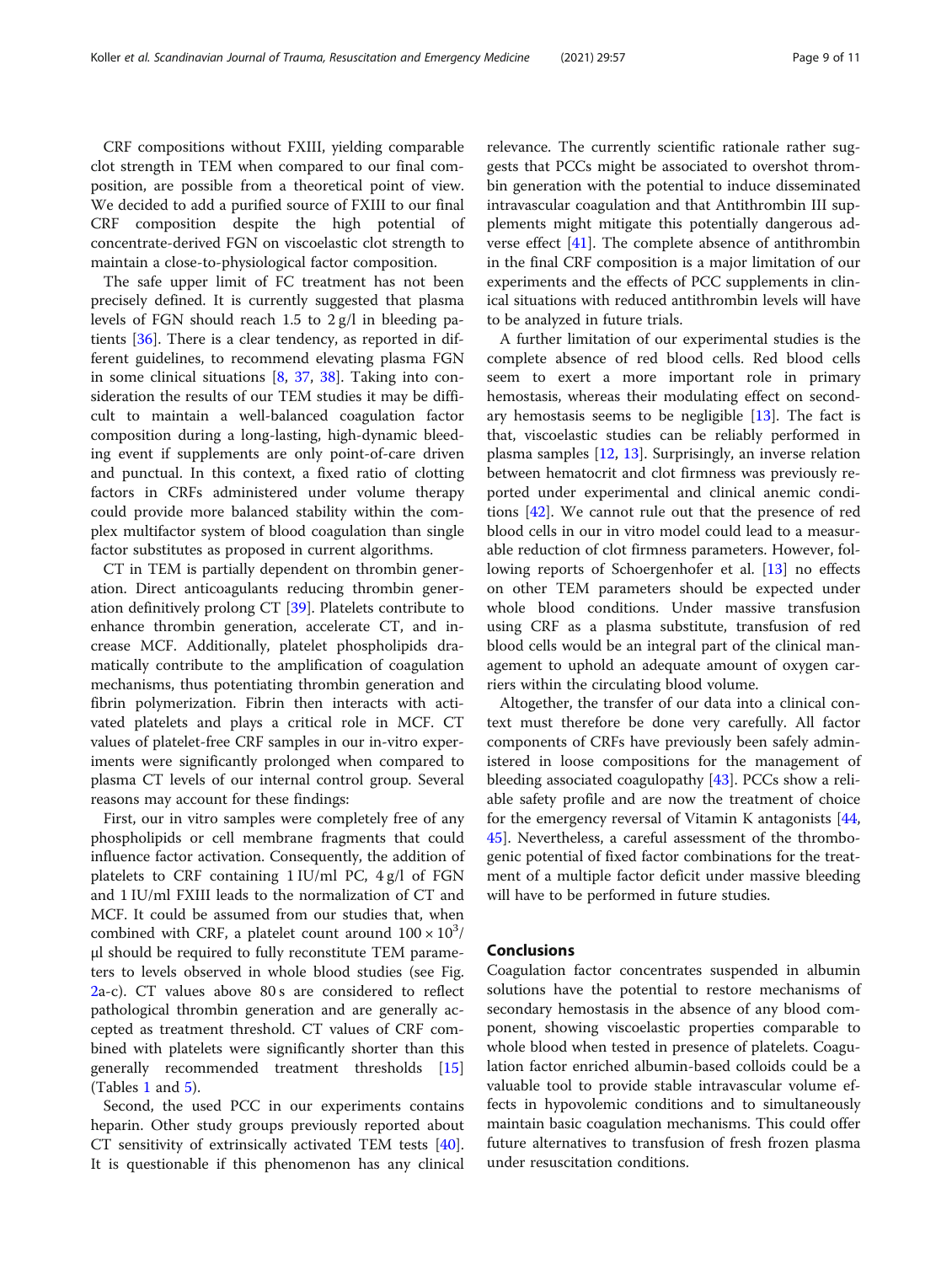CRF compositions without FXIII, yielding comparable clot strength in TEM when compared to our final composition, are possible from a theoretical point of view. We decided to add a purified source of FXIII to our final CRF composition despite the high potential of concentrate-derived FGN on viscoelastic clot strength to maintain a close-to-physiological factor composition.

The safe upper limit of FC treatment has not been precisely defined. It is currently suggested that plasma levels of FGN should reach 1.5 to 2 g/l in bleeding patients [36]. There is a clear tendency, as reported in different guidelines, to recommend elevating plasma FGN in some clinical situations [8, 37, 38]. Taking into consideration the results of our TEM studies it may be difficult to maintain a well-balanced coagulation factor composition during a long-lasting, high-dynamic bleeding event if supplements are only point-of-care driven and punctual. In this context, a fixed ratio of clotting factors in CRFs administered under volume therapy could provide more balanced stability within the complex multifactor system of blood coagulation than single factor substitutes as proposed in current algorithms.

CT in TEM is partially dependent on thrombin generation. Direct anticoagulants reducing thrombin generation definitively prolong CT [39]. Platelets contribute to enhance thrombin generation, accelerate CT, and increase MCF. Additionally, platelet phospholipids dramatically contribute to the amplification of coagulation mechanisms, thus potentiating thrombin generation and fibrin polymerization. Fibrin then interacts with activated platelets and plays a critical role in MCF. CT values of platelet-free CRF samples in our in-vitro experiments were significantly prolonged when compared to plasma CT levels of our internal control group. Several reasons may account for these findings:

First, our in vitro samples were completely free of any phospholipids or cell membrane fragments that could influence factor activation. Consequently, the addition of platelets to CRF containing 1 IU/ml PC, 4 g/l of FGN and 1 IU/ml FXIII leads to the normalization of CT and MCF. It could be assumed from our studies that, when combined with CRF, a platelet count around $100 \times 10^3$/µl should be required to fully reconstitute TEM parameters to levels observed in whole blood studies (see Fig. 2a-c). CT values above 80 s are considered to reflect pathological thrombin generation and are generally accepted as treatment threshold. CT values of CRF combined with platelets were significantly shorter than this generally recommended treatment thresholds [15] (Tables 1 and 5).

Second, the used PCC in our experiments contains heparin. Other study groups previously reported about CT sensitivity of extrinsically activated TEM tests [40]. It is questionable if this phenomenon has any clinical relevance. The currently scientific rationale rather suggests that PCCs might be associated to overshot thrombin generation with the potential to induce disseminated intravascular coagulation and that Antithrombin III supplements might mitigate this potentially dangerous adverse effect [41]. The complete absence of antithrombin in the final CRF composition is a major limitation of our experiments and the effects of PCC supplements in clinical situations with reduced antithrombin levels will have to be analyzed in future trials.

A further limitation of our experimental studies is the complete absence of red blood cells. Red blood cells seem to exert a more important role in primary hemostasis, whereas their modulating effect on secondary hemostasis seems to be negligible [13]. The fact is that, viscoelastic studies can be reliably performed in plasma samples [12, 13]. Surprisingly, an inverse relation between hematocrit and clot firmness was previously reported under experimental and clinical anemic conditions [42]. We cannot rule out that the presence of red blood cells in our in vitro model could lead to a measurable reduction of clot firmness parameters. However, following reports of Schoergenhofer et al. [13] no effects on other TEM parameters should be expected under whole blood conditions. Under massive transfusion using CRF as a plasma substitute, transfusion of red blood cells would be an integral part of the clinical management to uphold an adequate amount of oxygen carriers within the circulating blood volume.

Altogether, the transfer of our data into a clinical context must therefore be done very carefully. All factor components of CRFs have previously been safely administered in loose compositions for the management of bleeding associated coagulopathy [43]. PCCs show a reliable safety profile and are now the treatment of choice for the emergency reversal of Vitamin K antagonists [44, 45]. Nevertheless, a careful assessment of the thrombogenic potential of fixed factor combinations for the treatment of a multiple factor deficit under massive bleeding will have to be performed in future studies.

## Conclusions

Coagulation factor concentrates suspended in albumin solutions have the potential to restore mechanisms of secondary hemostasis in the absence of any blood component, showing viscoelastic properties comparable to whole blood when tested in presence of platelets. Coagulation factor enriched albumin-based colloids could be a valuable tool to provide stable intravascular volume effects in hypovolemic conditions and to simultaneously maintain basic coagulation mechanisms. This could offer future alternatives to transfusion of fresh frozen plasma under resuscitation conditions.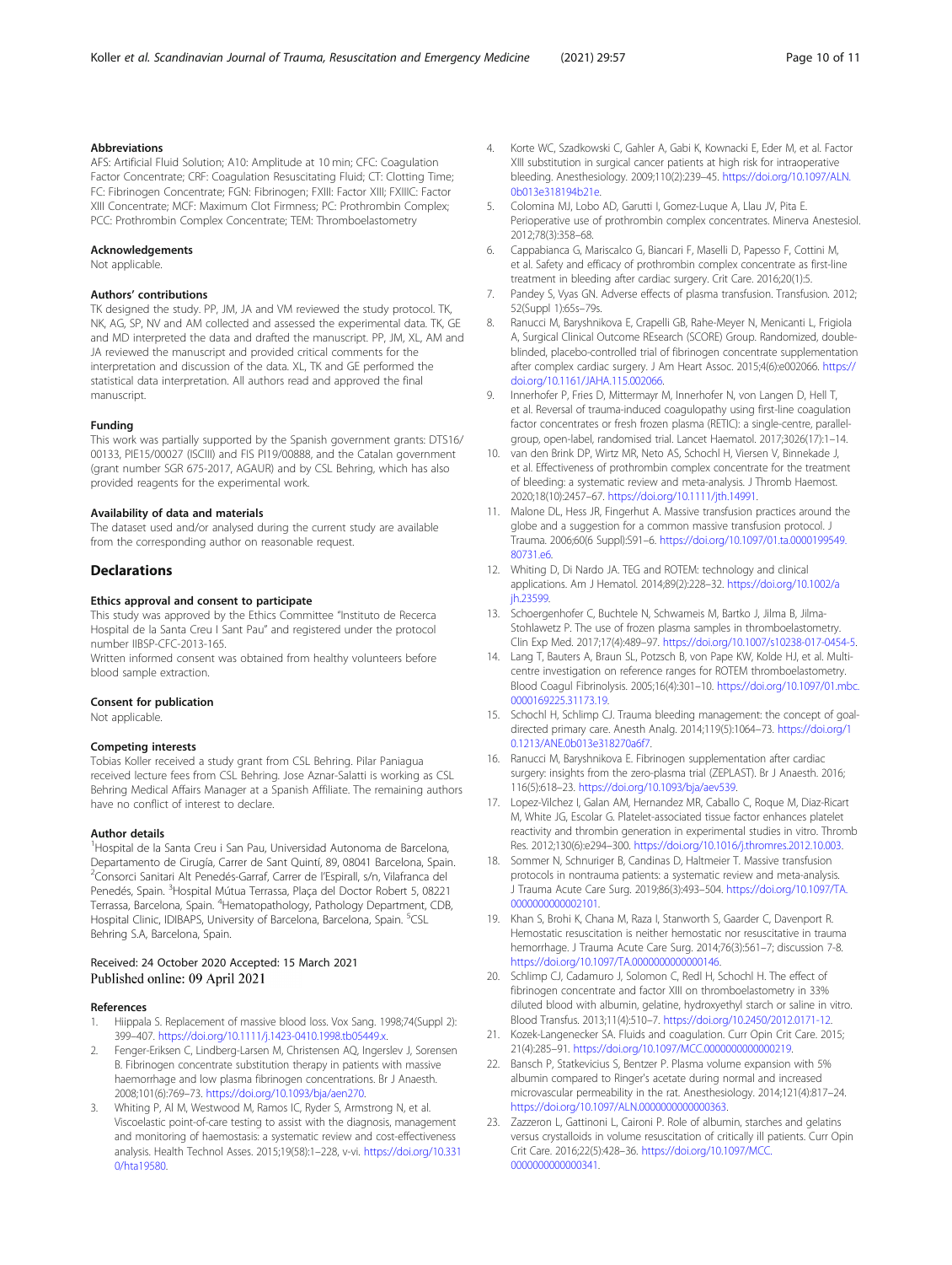### Abbreviations

AFS: Artificial Fluid Solution; A10: Amplitude at 10 min; CFC: Coagulation Factor Concentrate; CRF: Coagulation Resuscitating Fluid; CT: Clotting Time; FC: Fibrinogen Concentrate; FGN: Fibrinogen; FXIII: Factor XIII; FXIIIC: Factor XIII Concentrate; MCF: Maximum Clot Firmness; PC: Prothrombin Complex; PCC: Prothrombin Complex Concentrate; TEM: Thromboelastometry

### Acknowledgements

Not applicable.

### Authors' contributions

TK designed the study. PP, JM, JA and VM reviewed the study protocol. TK, NK, AG, SP, NV and AM collected and assessed the experimental data. TK, GE and MD interpreted the data and drafted the manuscript. PP, JM, XL, AM and JA reviewed the manuscript and provided critical comments for the interpretation and discussion of the data. XL, TK and GE performed the statistical data interpretation. All authors read and approved the final manuscript.

### Funding

This work was partially supported by the Spanish government grants: DTS16/00133, PIE15/00027 (ISCIII) and FIS PI19/00888, and the Catalan government (grant number SGR 675-2017, AGAUR) and by CSL Behring, which has also provided reagents for the experimental work.

### Availability of data and materials

The dataset used and/or analysed during the current study are available from the corresponding author on reasonable request.

## Declarations

### Ethics approval and consent to participate

This study was approved by the Ethics Committee "Instituto de Recerca Hospital de la Santa Creu I Sant Pau" and registered under the protocol number IIBSP-CFC-2013-165.

Written informed consent was obtained from healthy volunteers before blood sample extraction.

### Consent for publication

Not applicable.

### Competing interests

Tobias Koller received a study grant from CSL Behring. Pilar Paniagua received lecture fees from CSL Behring. Jose Aznar-Salatti is working as CSL Behring Medical Affairs Manager at a Spanish Affiliate. The remaining authors have no conflict of interest to declare.

### Author details

[1]Hospital de la Santa Creu i San Pau, Universidad Autonoma de Barcelona, Departamento de Cirugía, Carrer de Sant Quintí, 89, 08041 Barcelona, Spain. [2]Consorci Sanitari Alt Penedés-Garraf, Carrer de l'Espirall, s/n, Vilafranca del Penedés, Spain. [3]Hospital Mútua Terrassa, Plaça del Doctor Robert 5, 08221 Terrassa, Barcelona, Spain. [4]Hematopathology, Pathology Department, CDB, Hospital Clinic, IDIBAPS, University of Barcelona, Barcelona, Spain. [5]CSL Behring S.A, Barcelona, Spain.

Received: 24 October 2020 Accepted: 15 March 2021
Published online: 09 April 2021

### References

1. Hiippala S. Replacement of massive blood loss. Vox Sang. 1998;74(Suppl 2):399–407. https://doi.org/10.1111/j.1423-0410.1998.tb05449.x.
2. Fenger-Eriksen C, Lindberg-Larsen M, Christensen AQ, Ingerslev J, Sorensen B. Fibrinogen concentrate substitution therapy in patients with massive haemorrhage and low plasma fibrinogen concentrations. Br J Anaesth. 2008;101(6):769–73. https://doi.org/10.1093/bja/aen270.
3. Whiting P, Al M, Westwood M, Ramos IC, Ryder S, Armstrong N, et al. Viscoelastic point-of-care testing to assist with the diagnosis, management and monitoring of haemostasis: a systematic review and cost-effectiveness analysis. Health Technol Asses. 2015;19(58):1–228, v-vi. https://doi.org/10.3310/hta19580.
4. Korte WC, Szadkowski C, Gahler A, Gabi K, Kownacki E, Eder M, et al. Factor XIII substitution in surgical cancer patients at high risk for intraoperative bleeding. Anesthesiology. 2009;110(2):239–45. https://doi.org/10.1097/ALN.0b013e318194b21e.
5. Colomina MJ, Lobo AD, Garutti I, Gomez-Luque A, Llau JV, Pita E. Perioperative use of prothrombin complex concentrates. Minerva Anestesiol. 2012;78(3):358–68.
6. Cappabianca G, Mariscalco G, Biancari F, Maselli D, Papesso F, Cottini M, et al. Safety and efficacy of prothrombin complex concentrate as first-line treatment in bleeding after cardiac surgery. Crit Care. 2016;20(1):5.
7. Pandey S, Vyas GN. Adverse effects of plasma transfusion. Transfusion. 2012;52(Suppl 1):65s–79s.
8. Ranucci M, Baryshnikova E, Crapelli GB, Rahe-Meyer N, Menicanti L, Frigiola A, Surgical Clinical Outcome REsearch (SCORE) Group. Randomized, double-blinded, placebo-controlled trial of fibrinogen concentrate supplementation after complex cardiac surgery. J Am Heart Assoc. 2015;4(6):e002066. https://doi.org/10.1161/JAHA.115.002066.
9. Innerhofer P, Fries D, Mittermayr M, Innerhofer N, von Langen D, Hell T, et al. Reversal of trauma-induced coagulopathy using first-line coagulation factor concentrates or fresh frozen plasma (RETIC): a single-centre, parallel-group, open-label, randomised trial. Lancet Haematol. 2017;3026(17):1–14.
10. van den Brink DP, Wirtz MR, Neto AS, Schochl H, Viersen V, Binnekade J, et al. Effectiveness of prothrombin complex concentrate for the treatment of bleeding: a systematic review and meta-analysis. J Thromb Haemost. 2020;18(10):2457–67. https://doi.org/10.1111/jth.14991.
11. Malone DL, Hess JR, Fingerhut A. Massive transfusion practices around the globe and a suggestion for a common massive transfusion protocol. J Trauma. 2006;60(6 Suppl):S91–6. https://doi.org/10.1097/01.ta.0000199549.80731.e6.
12. Whiting D, Di Nardo JA. TEG and ROTEM: technology and clinical applications. Am J Hematol. 2014;89(2):228–32. https://doi.org/10.1002/ajh.23599.
13. Schoergenhofer C, Buchtele N, Schwameis M, Bartko J, Jilma B, Jilma-Stohlawetz P. The use of frozen plasma samples in thromboelastometry. Clin Exp Med. 2017;17(4):489–97. https://doi.org/10.1007/s10238-017-0454-5.
14. Lang T, Bauters A, Braun SL, Potzsch B, von Pape KW, Kolde HJ, et al. Multi-centre investigation on reference ranges for ROTEM thromboelastometry. Blood Coagul Fibrinolysis. 2005;16(4):301–10. https://doi.org/10.1097/01.mbc.0000169225.31173.19.
15. Schochl H, Schlimp CJ. Trauma bleeding management: the concept of goal-directed primary care. Anesth Analg. 2014;119(5):1064–73. https://doi.org/10.1213/ANE.0b013e318270a6f7.
16. Ranucci M, Baryshnikova E. Fibrinogen supplementation after cardiac surgery: insights from the zero-plasma trial (ZEPLAST). Br J Anaesth. 2016;116(5):618–23. https://doi.org/10.1093/bja/aev539.
17. Lopez-Vilchez I, Galan AM, Hernandez MR, Caballo C, Roque M, Diaz-Ricart M, White JG, Escolar G. Platelet-associated tissue factor enhances platelet reactivity and thrombin generation in experimental studies in vitro. Thromb Res. 2012;130(6):e294–300. https://doi.org/10.1016/j.thromres.2012.10.003.
18. Sommer N, Schnuriger B, Candinas D, Haltmeier T. Massive transfusion protocols in nontrauma patients: a systematic review and meta-analysis. J Trauma Acute Care Surg. 2019;86(3):493–504. https://doi.org/10.1097/TA.0000000000002101.
19. Khan S, Brohi K, Chana M, Raza I, Stanworth S, Gaarder C, Davenport R. Hemostatic resuscitation is neither hemostatic nor resuscitative in trauma hemorrhage. J Trauma Acute Care Surg. 2014;76(3):561–7; discussion 7-8. https://doi.org/10.1097/TA.0000000000000146.
20. Schlimp CJ, Cadamuro J, Solomon C, Redl H, Schochl H. The effect of fibrinogen concentrate and factor XIII on thromboelastometry in 33% diluted blood with albumin, gelatine, hydroxyethyl starch or saline in vitro. Blood Transfus. 2013;11(4):510–7. https://doi.org/10.2450/2012.0171-12.
21. Kozek-Langenecker SA. Fluids and coagulation. Curr Opin Crit Care. 2015;21(4):285–91. https://doi.org/10.1097/MCC.0000000000000219.
22. Bansch P, Statkevicius S, Bentzer P. Plasma volume expansion with 5% albumin compared to Ringer's acetate during normal and increased microvascular permeability in the rat. Anesthesiology. 2014;121(4):817–24. https://doi.org/10.1097/ALN.0000000000000363.
23. Zazzeron L, Gattinoni L, Caironi P. Role of albumin, starches and gelatins versus crystalloids in volume resuscitation of critically ill patients. Curr Opin Crit Care. 2016;22(5):428–36. https://doi.org/10.1097/MCC.0000000000000341.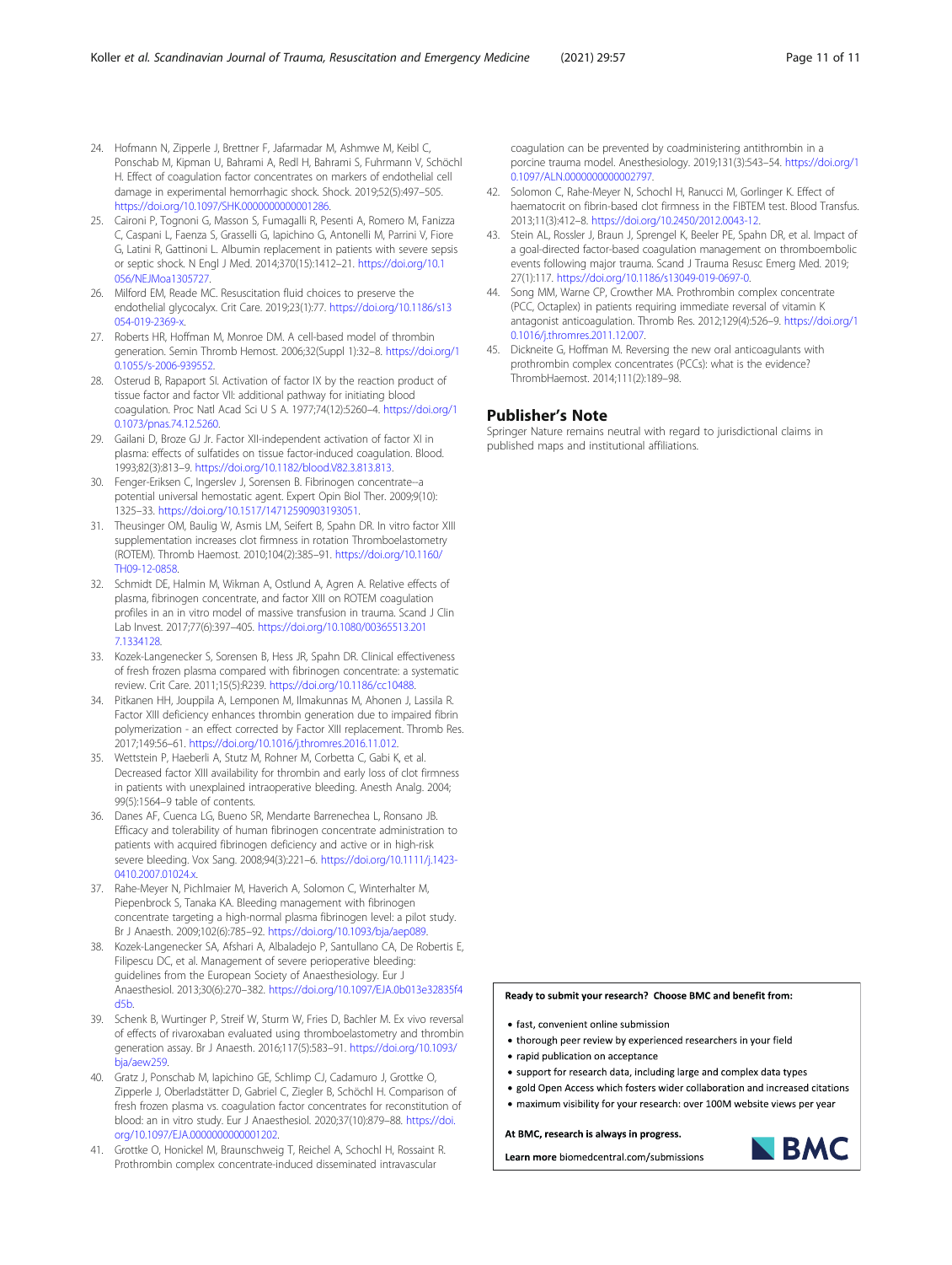24. Hofmann N, Zipperle J, Brettner F, Jafarmadar M, Ashmwe M, Keibl C, Ponschab M, Kipman U, Bahrami A, Redl H, Bahrami S, Fuhrmann V, Schöchl H. Effect of coagulation factor concentrates on markers of endothelial cell damage in experimental hemorrhagic shock. Shock. 2019;52(5):497–505. https://doi.org/10.1097/SHK.0000000000001286.
25. Caironi P, Tognoni G, Masson S, Fumagalli R, Pesenti A, Romero M, Fanizza C, Caspani L, Faenza S, Grasselli G, Iapichino G, Antonelli M, Parrini V, Fiore G, Latini R, Gattinoni L. Albumin replacement in patients with severe sepsis or septic shock. N Engl J Med. 2014;370(15):1412–21. https://doi.org/10.1056/NEJMoa1305727.
26. Milford EM, Reade MC. Resuscitation fluid choices to preserve the endothelial glycocalyx. Crit Care. 2019;23(1):77. https://doi.org/10.1186/s13054-019-2369-x.
27. Roberts HR, Hoffman M, Monroe DM. A cell-based model of thrombin generation. Semin Thromb Hemost. 2006;32(Suppl 1):32–8. https://doi.org/10.1055/s-2006-939552.
28. Osterud B, Rapaport SI. Activation of factor IX by the reaction product of tissue factor and factor VII: additional pathway for initiating blood coagulation. Proc Natl Acad Sci U S A. 1977;74(12):5260–4. https://doi.org/10.1073/pnas.74.12.5260.
29. Gailani D, Broze GJ Jr. Factor XII-independent activation of factor XI in plasma: effects of sulfatides on tissue factor-induced coagulation. Blood. 1993;82(3):813–9. https://doi.org/10.1182/blood.V82.3.813.813.
30. Fenger-Eriksen C, Ingerslev J, Sorensen B. Fibrinogen concentrate--a potential universal hemostatic agent. Expert Opin Biol Ther. 2009;9(10):1325–33. https://doi.org/10.1517/14712590903193051.
31. Theusinger OM, Baulig W, Asmis LM, Seifert B, Spahn DR. In vitro factor XIII supplementation increases clot firmness in rotation Thromboelastometry (ROTEM). Thromb Haemost. 2010;104(2):385–91. https://doi.org/10.1160/TH09-12-0858.
32. Schmidt DE, Halmin M, Wikman A, Ostlund A, Agren A. Relative effects of plasma, fibrinogen concentrate, and factor XIII on ROTEM coagulation profiles in an in vitro model of massive transfusion in trauma. Scand J Clin Lab Invest. 2017;77(6):397–405. https://doi.org/10.1080/00365513.2017.1334128.
33. Kozek-Langenecker S, Sorensen B, Hess JR, Spahn DR. Clinical effectiveness of fresh frozen plasma compared with fibrinogen concentrate: a systematic review. Crit Care. 2011;15(5):R239. https://doi.org/10.1186/cc10488.
34. Pitkanen HH, Jouppila A, Lemponen M, Ilmakunnas M, Ahonen J, Lassila R. Factor XIII deficiency enhances thrombin generation due to impaired fibrin polymerization - an effect corrected by Factor XIII replacement. Thromb Res. 2017;149:56–61. https://doi.org/10.1016/j.thromres.2016.11.012.
35. Wettstein P, Haeberli A, Stutz M, Rohner M, Corbetta C, Gabi K, et al. Decreased factor XIII availability for thrombin and early loss of clot firmness in patients with unexplained intraoperative bleeding. Anesth Analg. 2004;99(5):1564–9 table of contents.
36. Danes AF, Cuenca LG, Bueno SR, Mendarte Barrenechea L, Ronsano JB. Efficacy and tolerability of human fibrinogen concentrate administration to patients with acquired fibrinogen deficiency and active or in high-risk severe bleeding. Vox Sang. 2008;94(3):221–6. https://doi.org/10.1111/j.1423-0410.2007.01024.x.
37. Rahe-Meyer N, Pichlmaier M, Haverich A, Solomon C, Winterhalter M, Piepenbrock S, Tanaka KA. Bleeding management with fibrinogen concentrate targeting a high-normal plasma fibrinogen level: a pilot study. Br J Anaesth. 2009;102(6):785–92. https://doi.org/10.1093/bja/aep089.
38. Kozek-Langenecker SA, Afshari A, Albaladejo P, Santullano CA, De Robertis E, Filipescu DC, et al. Management of severe perioperative bleeding: guidelines from the European Society of Anaesthesiology. Eur J Anaesthesiol. 2013;30(6):270–382. https://doi.org/10.1097/EJA.0b013e32835f4d5b.
39. Schenk B, Wurtinger P, Streif W, Sturm W, Fries D, Bachler M. Ex vivo reversal of effects of rivaroxaban evaluated using thromboelastometry and thrombin generation assay. Br J Anaesth. 2016;117(5):583–91. https://doi.org/10.1093/bja/aew259.
40. Gratz J, Ponschab M, Iapichino GE, Schlimp CJ, Cadamuro J, Grottke O, Zipperle J, Oberladstätter D, Gabriel C, Ziegler B, Schöchl H. Comparison of fresh frozen plasma vs. coagulation factor concentrates for reconstitution of blood: an in vitro study. Eur J Anaesthesiol. 2020;37(10):879–88. https://doi.org/10.1097/EJA.0000000000001202.
41. Grottke O, Honickel M, Braunschweig T, Reichel A, Schochl H, Rossaint R. Prothrombin complex concentrate-induced disseminated intravascular coagulation can be prevented by coadministering antithrombin in a porcine trauma model. Anesthesiology. 2019;131(3):543–54. https://doi.org/10.1097/ALN.0000000000002797.
42. Solomon C, Rahe-Meyer N, Schochl H, Ranucci M, Gorlinger K. Effect of haematocrit on fibrin-based clot firmness in the FIBTEM test. Blood Transfus. 2013;11(3):412–8. https://doi.org/10.2450/2012.0043-12.
43. Stein AL, Rossler J, Braun J, Sprengel K, Beeler PE, Spahn DR, et al. Impact of a goal-directed factor-based coagulation management on thromboembolic events following major trauma. Scand J Trauma Resusc Emerg Med. 2019;27(1):117. https://doi.org/10.1186/s13049-019-0697-0.
44. Song MM, Warne CP, Crowther MA. Prothrombin complex concentrate (PCC, Octaplex) in patients requiring immediate reversal of vitamin K antagonist anticoagulation. Thromb Res. 2012;129(4):526–9. https://doi.org/10.1016/j.thromres.2011.12.007.
45. Dickneite G, Hoffman M. Reversing the new oral anticoagulants with prothrombin complex concentrates (PCCs): what is the evidence? ThrombHaemost. 2014;111(2):189–98.

## Publisher's Note

Springer Nature remains neutral with regard to jurisdictional claims in published maps and institutional affiliations.

**Ready to submit your research? Choose BMC and benefit from:**

- fast, convenient online submission
- thorough peer review by experienced researchers in your field
- rapid publication on acceptance
- support for research data, including large and complex data types
- gold Open Access which fosters wider collaboration and increased citations
- maximum visibility for your research: over 100M website views per year

**At BMC, research is always in progress.**

**Learn more** biomedcentral.com/submissions

BMC